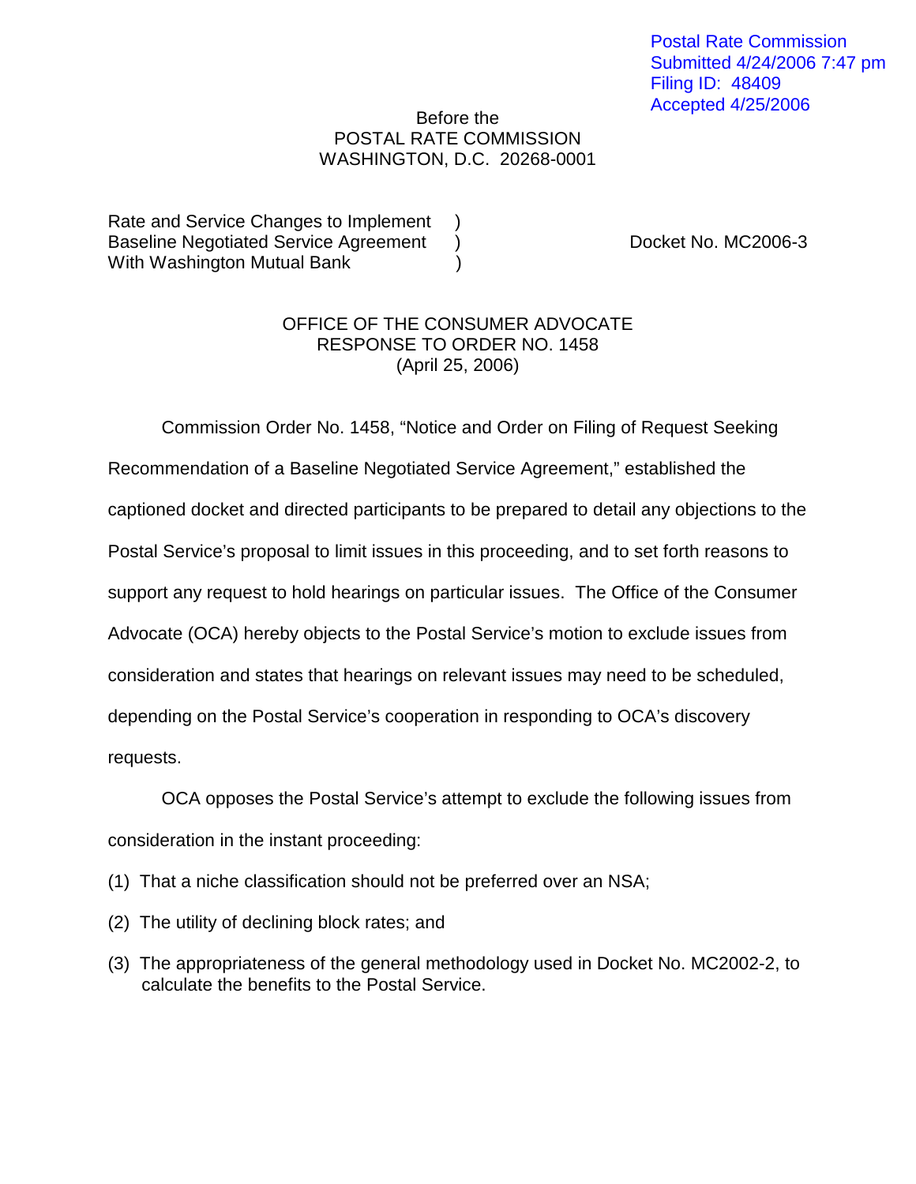Postal Rate Commission
Submitted 4/24/2006 7:47 pm
Filing ID: 48409
Accepted 4/25/2006

Before the
POSTAL RATE COMMISSION
WASHINGTON, D.C. 20268-0001

Rate and Service Changes to Implement )
Baseline Negotiated Service Agreement ) Docket No. MC2006-3
With Washington Mutual Bank )

OFFICE OF THE CONSUMER ADVOCATE
RESPONSE TO ORDER NO. 1458
(April 25, 2006)

Commission Order No. 1458, "Notice and Order on Filing of Request Seeking Recommendation of a Baseline Negotiated Service Agreement," established the captioned docket and directed participants to be prepared to detail any objections to the Postal Service's proposal to limit issues in this proceeding, and to set forth reasons to support any request to hold hearings on particular issues. The Office of the Consumer Advocate (OCA) hereby objects to the Postal Service's motion to exclude issues from consideration and states that hearings on relevant issues may need to be scheduled, depending on the Postal Service's cooperation in responding to OCA's discovery requests.

OCA opposes the Postal Service's attempt to exclude the following issues from consideration in the instant proceeding:

(1) That a niche classification should not be preferred over an NSA;

(2) The utility of declining block rates; and

(3) The appropriateness of the general methodology used in Docket No. MC2002-2, to calculate the benefits to the Postal Service.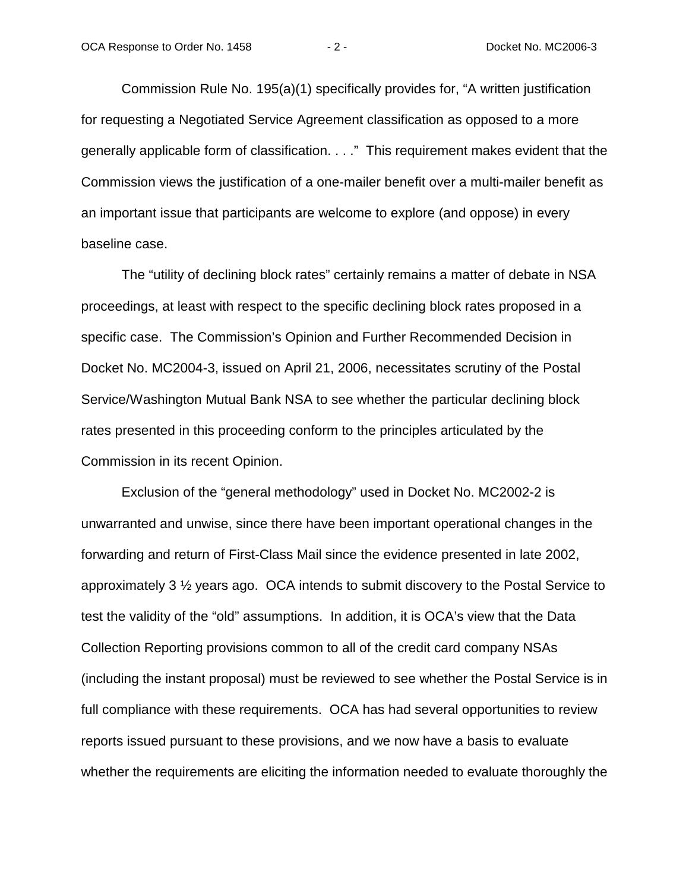Commission Rule No. 195(a)(1) specifically provides for, "A written justification for requesting a Negotiated Service Agreement classification as opposed to a more generally applicable form of classification. . . ." This requirement makes evident that the Commission views the justification of a one-mailer benefit over a multi-mailer benefit as an important issue that participants are welcome to explore (and oppose) in every baseline case.

The "utility of declining block rates" certainly remains a matter of debate in NSA proceedings, at least with respect to the specific declining block rates proposed in a specific case. The Commission's Opinion and Further Recommended Decision in Docket No. MC2004-3, issued on April 21, 2006, necessitates scrutiny of the Postal Service/Washington Mutual Bank NSA to see whether the particular declining block rates presented in this proceeding conform to the principles articulated by the Commission in its recent Opinion.

Exclusion of the "general methodology" used in Docket No. MC2002-2 is unwarranted and unwise, since there have been important operational changes in the forwarding and return of First-Class Mail since the evidence presented in late 2002, approximately 3 ½ years ago. OCA intends to submit discovery to the Postal Service to test the validity of the "old" assumptions. In addition, it is OCA's view that the Data Collection Reporting provisions common to all of the credit card company NSAs (including the instant proposal) must be reviewed to see whether the Postal Service is in full compliance with these requirements. OCA has had several opportunities to review reports issued pursuant to these provisions, and we now have a basis to evaluate whether the requirements are eliciting the information needed to evaluate thoroughly the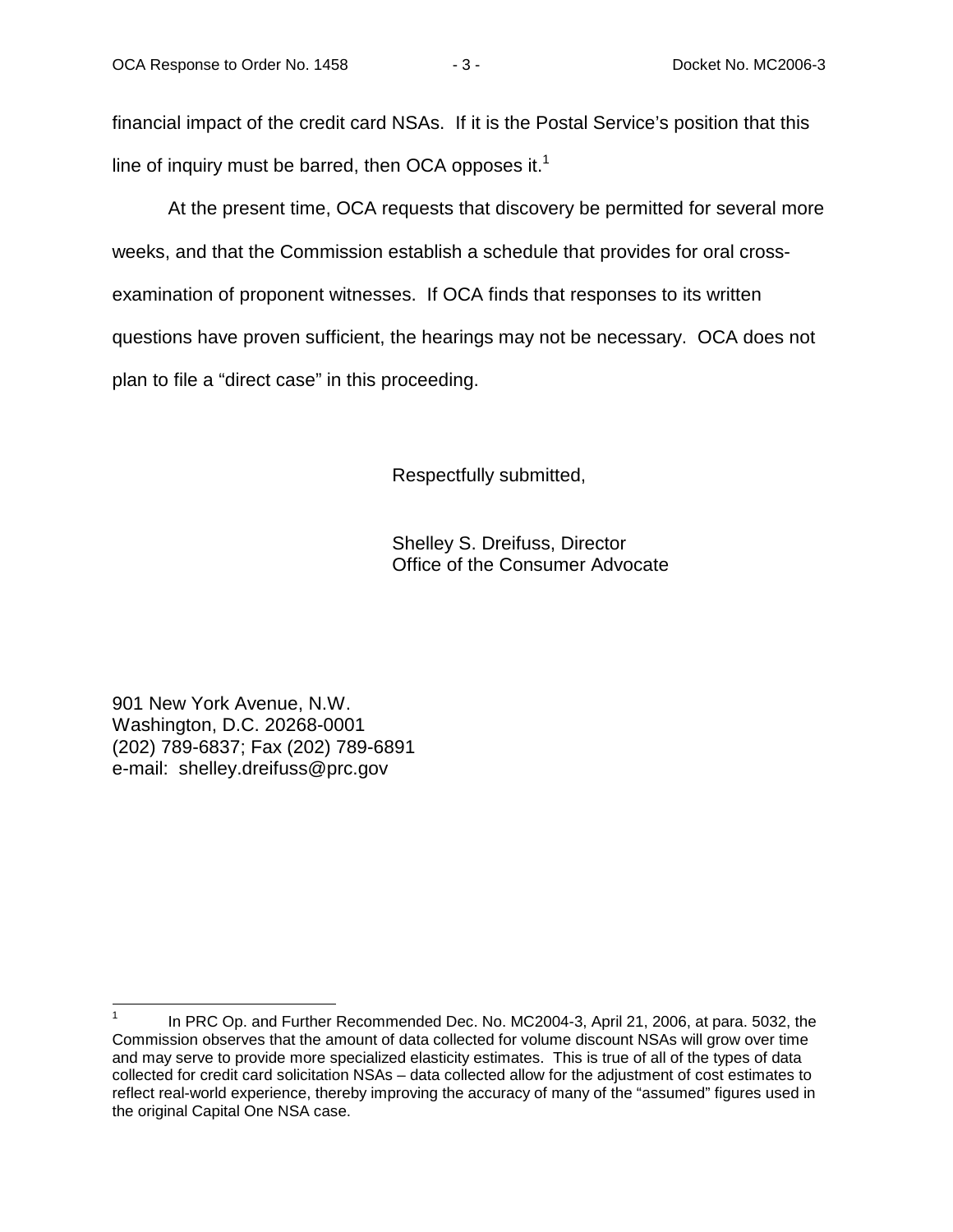financial impact of the credit card NSAs. If it is the Postal Service's position that this line of inquiry must be barred, then OCA opposes it.[1]

At the present time, OCA requests that discovery be permitted for several more weeks, and that the Commission establish a schedule that provides for oral cross-examination of proponent witnesses. If OCA finds that responses to its written questions have proven sufficient, the hearings may not be necessary. OCA does not plan to file a "direct case" in this proceeding.

Respectfully submitted,

Shelley S. Dreifuss, Director
Office of the Consumer Advocate

901 New York Avenue, N.W.
Washington, D.C. 20268-0001
(202) 789-6837; Fax (202) 789-6891
e-mail: shelley.dreifuss@prc.gov

---

[1] In PRC Op. and Further Recommended Dec. No. MC2004-3, April 21, 2006, at para. 5032, the Commission observes that the amount of data collected for volume discount NSAs will grow over time and may serve to provide more specialized elasticity estimates. This is true of all of the types of data collected for credit card solicitation NSAs – data collected allow for the adjustment of cost estimates to reflect real-world experience, thereby improving the accuracy of many of the "assumed" figures used in the original Capital One NSA case.